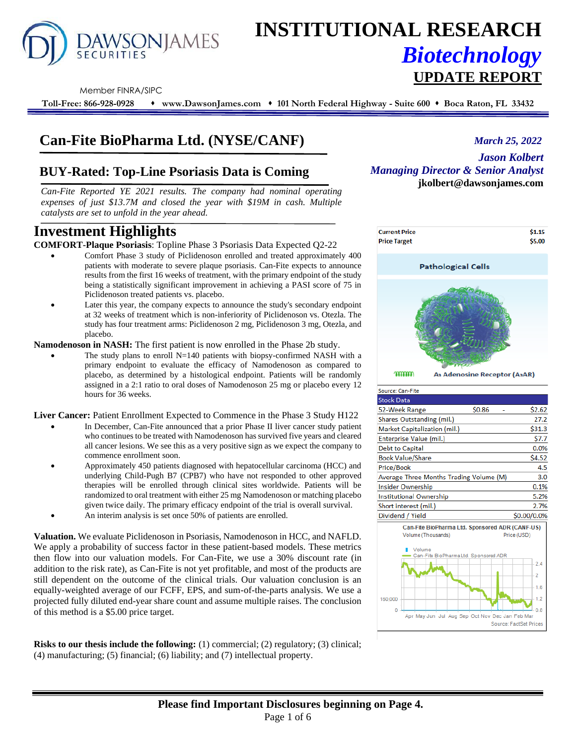# INSTITUTIONAL RESEARCH
## *Biotechnology*
## UPDATE REPORT

Member FINRA/SIPC

**Toll-Free: 866-928-0928 ♦ www.DawsonJames.com ♦ 101 North Federal Highway - Suite 600 ♦ Boca Raton, FL 33432**

## Can-Fite BioPharma Ltd. (NYSE/CANF)

*March 25, 2022*

***Jason Kolbert***
***Managing Director & Senior Analyst***
**jkolbert@dawsonjames.com**

### BUY-Rated: Top-Line Psoriasis Data is Coming

*Can-Fite Reported YE 2021 results. The company had nominal operating expenses of just $13.7M and closed the year with $19M in cash. Multiple catalysts are set to unfold in the year ahead.*

| | |
|---|---|
| **Current Price** | **$1.15** |
| **Price Target** | **$5.00** |

Pathological Cells

A3 Adenosine Receptor (A3AR)

Source: Can-Fite

| Stock Data | | | |
|---|---|---|---|
| 52-Week Range | $0.86 | - | $2.62 |
| Shares Outstanding (mil.) | | | 27.2 |
| Market Capitalization (mil.) | | | $31.3 |
| Enterprise Value (mil.) | | | $7.7 |
| Debt to Capital | | | 0.0% |
| Book Value/Share | | | $4.52 |
| Price/Book | | | 4.5 |
| Average Three Months Trading Volume (M) | | | 3.0 |
| Insider Ownership | | | 0.1% |
| Institutional Ownership | | | 5.2% |
| Short interest (mil.) | | | 2.7% |
| Dividend / Yield | | | $0.00/0.0% |

Can-Fite BioPharma Ltd. Sponsored ADR (CANF-US)

Source: FactSet Prices

# Investment Highlights

**COMFORT-Plaque Psoriasis**: Topline Phase 3 Psoriasis Data Expected Q2-22

- Comfort Phase 3 study of Piclidenoson enrolled and treated approximately 400 patients with moderate to severe plaque psoriasis. Can-Fite expects to announce results from the first 16 weeks of treatment, with the primary endpoint of the study being a statistically significant improvement in achieving a PASI score of 75 in Piclidenoson treated patients vs. placebo.
- Later this year, the company expects to announce the study's secondary endpoint at 32 weeks of treatment which is non-inferiority of Piclidenoson vs. Otezla. The study has four treatment arms: Piclidenoson 2 mg, Piclidenoson 3 mg, Otezla, and placebo.

**Namodenoson in NASH:** The first patient is now enrolled in the Phase 2b study.

- The study plans to enroll N=140 patients with biopsy-confirmed NASH with a primary endpoint to evaluate the efficacy of Namodenoson as compared to placebo, as determined by a histological endpoint. Patients will be randomly assigned in a 2:1 ratio to oral doses of Namodenoson 25 mg or placebo every 12 hours for 36 weeks.

**Liver Cancer:** Patient Enrollment Expected to Commence in the Phase 3 Study H122

- In December, Can-Fite announced that a prior Phase II liver cancer study patient who continues to be treated with Namodenoson has survived five years and cleared all cancer lesions. We see this as a very positive sign as we expect the company to commence enrollment soon.
- Approximately 450 patients diagnosed with hepatocellular carcinoma (HCC) and underlying Child-Pugh B7 (CPB7) who have not responded to other approved therapies will be enrolled through clinical sites worldwide. Patients will be randomized to oral treatment with either 25 mg Namodenoson or matching placebo given twice daily. The primary efficacy endpoint of the trial is overall survival.
- An interim analysis is set once 50% of patients are enrolled.

**Valuation.** We evaluate Piclidenoson in Psoriasis, Namodenoson in HCC, and NAFLD. We apply a probability of success factor in these patient-based models. These metrics then flow into our valuation models. For Can-Fite, we use a 30% discount rate (in addition to the risk rate), as Can-Fite is not yet profitable, and most of the products are still dependent on the outcome of the clinical trials. Our valuation conclusion is an equally-weighted average of our FCFF, EPS, and sum-of-the-parts analysis. We use a projected fully diluted end-year share count and assume multiple raises. The conclusion of this method is a $5.00 price target.

**Risks to our thesis include the following:** (1) commercial; (2) regulatory; (3) clinical; (4) manufacturing; (5) financial; (6) liability; and (7) intellectual property.

**Please find Important Disclosures beginning on Page 4.**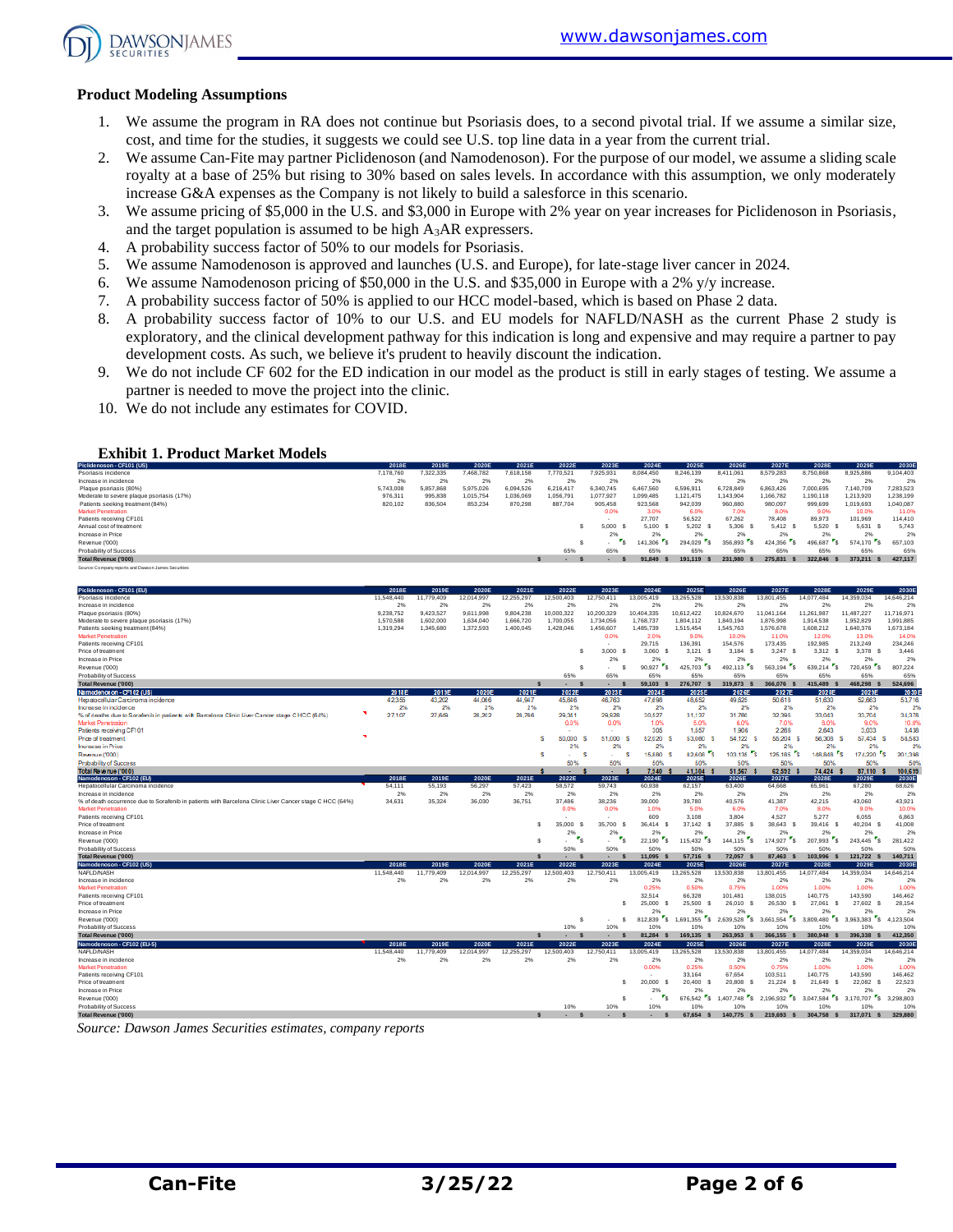## Product Modeling Assumptions

1. We assume the program in RA does not continue but Psoriasis does, to a second pivotal trial. If we assume a similar size, cost, and time for the studies, it suggests we could see U.S. top line data in a year from the current trial.
2. We assume Can-Fite may partner Piclidenoson (and Namodenoson). For the purpose of our model, we assume a sliding scale royalty at a base of 25% but rising to 30% based on sales levels. In accordance with this assumption, we only moderately increase G&A expenses as the Company is not likely to build a salesforce in this scenario.
3. We assume pricing of $5,000 in the U.S. and $3,000 in Europe with 2% year on year increases for Piclidenoson in Psoriasis, and the target population is assumed to be high $A_3AR$ expressers.
4. A probability success factor of 50% to our models for Psoriasis.
5. We assume Namodenoson is approved and launches (U.S. and Europe), for late-stage liver cancer in 2024.
6. We assume Namodenoson pricing of $50,000 in the U.S. and $35,000 in Europe with a 2% y/y increase.
7. A probability success factor of 50% is applied to our HCC model-based, which is based on Phase 2 data.
8. A probability success factor of 10% to our U.S. and EU models for NAFLD/NASH as the current Phase 2 study is exploratory, and the clinical development pathway for this indication is long and expensive and may require a partner to pay development costs. As such, we believe it's prudent to heavily discount the indication.
9. We do not include CF 602 for the ED indication in our model as the product is still in early stages of testing. We assume a partner is needed to move the project into the clinic.
10. We do not include any estimates for COVID.

### Exhibit 1. Product Market Models

| Piclidenoson - CF101 (US) | 2018E | 2019E | 2020E | 2021E | 2022E | 2023E | 2024E | 2025E | 2026E | 2027E | 2028E | 2029E | 2030E |
|---|---|---|---|---|---|---|---|---|---|---|---|---|---|
| Psoriasis incidence | 7,178,760 | 7,322,335 | 7,468,782 | 7,618,158 | 7,770,521 | 7,925,931 | 8,084,450 | 8,246,139 | 8,411,061 | 8,579,283 | 8,750,868 | 8,925,886 | 9,104,403 |
| Increase in incidence | 2% | 2% | 2% | 2% | 2% | 2% | 2% | 2% | 2% | 2% | 2% | 2% | 2% |
| Plaque psoriasis (80%) | 5,743,008 | 5,857,868 | 5,975,026 | 6,094,526 | 6,216,417 | 6,340,745 | 6,467,560 | 6,596,911 | 6,728,849 | 6,863,426 | 7,000,695 | 7,140,709 | 7,283,523 |
| Moderate to severe plaque psoriasis (17%) | 976,311 | 995,838 | 1,015,754 | 1,036,069 | 1,056,791 | 1,077,927 | 1,099,485 | 1,121,475 | 1,143,904 | 1,166,782 | 1,190,118 | 1,213,920 | 1,238,199 |
| Patients seeking treatment (84%) | 820,102 | 836,504 | 853,234 | 870,298 | 887,704 | 905,458 | 923,568 | 942,039 | 960,880 | 980,097 | 999,699 | 1,019,693 | 1,040,087 |
| Market Penetration | | | | | | | 0.0% | 3.0% | 6.0% | 7.0% | 8.0% | 9.0% | 10.0% | 11.0% |
| Patients receiving CF101 | | | | | | - | 27,707 | 56,522 | 67,262 | 78,408 | 89,973 | 101,969 | 114,410 |
| Annual cost of treatment | | | | | | $ 5,000 | $ 5,100 | $ 5,202 | $ 5,306 | $ 5,412 | $ 5,520 | $ 5,631 | $ 5,743 |
| Increase in Price | | | | | | 2% | 2% | 2% | 2% | 2% | 2% | 2% | 2% |
| Revenue ('000) | | | | | | $ - | $ 141,306 | $ 294,029 | $ 356,893 | $ 424,356 | $ 496,687 | $ 574,170 | $ 657,103 |
| Probability of Success | | | | | 65% | 65% | 65% | 65% | 65% | 65% | 65% | 65% | 65% |
| Total Revenue ('000) | | | | | $ - | $ - | $ 91,849 | $ 191,119 | $ 231,980 | $ 275,831 | $ 322,846 | $ 373,211 | $ 427,117 |

Source: Company reports and Dawson James Securities

| Piclidenoson - CF101 (EU) | 2018E | 2019E | 2020E | 2021E | 2022E | 2023E | 2024E | 2025E | 2026E | 2027E | 2028E | 2029E | 2030E |
|---|---|---|---|---|---|---|---|---|---|---|---|---|---|
| Psoriasis incidence | 11,548,440 | 11,779,409 | 12,014,997 | 12,255,297 | 12,500,403 | 12,750,411 | 13,005,419 | 13,265,528 | 13,530,838 | 13,801,455 | 14,077,484 | 14,359,034 | 14,646,214 |
| Increase in incidence | 2% | 2% | 2% | 2% | 2% | 2% | 2% | 2% | 2% | 2% | 2% | 2% | 2% |
| Plaque psoriasis (80%) | 9,238,752 | 9,423,527 | 9,611,998 | 9,804,238 | 10,000,322 | 10,200,329 | 10,404,335 | 10,612,422 | 10,824,670 | 11,041,164 | 11,261,987 | 11,487,227 | 11,716,971 |
| Moderate to severe plaque psoriasis (17%) | 1,570,588 | 1,602,000 | 1,634,040 | 1,666,720 | 1,700,055 | 1,734,056 | 1,768,737 | 1,804,112 | 1,840,194 | 1,876,998 | 1,914,538 | 1,952,829 | 1,991,885 |
| Patients seeking treatment (84%) | 1,319,294 | 1,345,680 | 1,372,593 | 1,400,045 | 1,428,046 | 1,456,607 | 1,485,739 | 1,515,454 | 1,545,763 | 1,576,678 | 1,608,212 | 1,640,376 | 1,673,184 |
| Market Penetration | | | | | | 0.0% | 2.0% | 9.0% | 10.0% | 11.0% | 12.0% | 13.0% | 14.0% |
| Patients receiving CF101 | | | | | | - | 29,715 | 136,391 | 154,576 | 173,435 | 192,985 | 213,249 | 234,246 |
| Price of treatment | | | | | | $ 3,000 | $ 3,060 | $ 3,121 | $ 3,184 | $ 3,247 | $ 3,312 | $ 3,378 | $ 3,446 |
| Increase in Price | | | | | | 2% | 2% | 2% | 2% | 2% | 2% | 2% | 2% |
| Revenue ('000) | | | | | | $ - | $ 90,927 | $ 425,703 | $ 492,113 | $ 563,194 | $ 639,214 | $ 720,459 | $ 807,224 |
| Probability of Success | | | | | 65% | 65% | 65% | 65% | 65% | 65% | 65% | 65% | 65% |
| Total Revenue ('000) | | | | | $ - | $ - | $ 59,103 | $ 276,707 | $ 319,873 | $ 366,076 | $ 415,489 | $ 468,298 | $ 524,696 |

| Namodenoson - CF102 (US) | 2018E | 2019E | 2020E | 2021E | 2022E | 2023E | 2024E | 2025E | 2026E | 2027E | 2028E | 2029E | 2030E |
|---|---|---|---|---|---|---|---|---|---|---|---|---|---|
| Hepatocellular Carcinoma incidence | 42,355 | 43,202 | 44,066 | 44,947 | 45,846 | 46,763 | 47,698 | 48,652 | 49,625 | 50,618 | 51,630 | 52,663 | 53,716 |
| Increase in incidence | 2% | 2% | 2% | 2% | 2% | 2% | 2% | 2% | 2% | 2% | 2% | 2% | 2% |
| % of deaths due to Sorafenib in patients with Barcelona Clinic Liver Cancer stage C HCC (64%) | 27,107 | 27,649 | 28,202 | 28,766 | 29,341 | 29,928 | 30,527 | 31,137 | 31,760 | 32,395 | 33,043 | 33,704 | 34,378 |
| Market Penetration | | | | | 0.0% | 0.0% | 1.0% | 5.0% | 6.0% | 7.0% | 8.0% | 9.0% | 10.0% |
| Patients receiving CF101 | | | | | - | - | 305 | 1,557 | 1,906 | 2,268 | 2,643 | 3,033 | 3,438 |
| Price of treatment | | | | | $ 50,000 | $ 51,000 | $ 52,020 | $ 53,060 | $ 54,122 | $ 55,204 | $ 56,308 | $ 57,434 | $ 58,583 |
| Increase in Price | | | | | 2% | 2% | 2% | 2% | 2% | 2% | 2% | 2% | 2% |
| Revenue ('000) | | | | | $ - | $ - | $ 15,880 | $ 82,608 | $ 103,135 | $ 125,185 | $ 148,848 | $ 174,220 | $ 201,398 |
| Probability of Success | | | | | 50% | 50% | 50% | 50% | 50% | 50% | 50% | 50% | 50% |
| Total Revenue ('000) | | | | | $ - | $ - | $ 7,940 | $ 41,304 | $ 51,567 | $ 62,592 | $ 74,424 | $ 87,110 | $ 100,699 |

| Namodenoson - CF102 (EU) | 2018E | 2019E | 2020E | 2021E | 2022E | 2023E | 2024E | 2025E | 2026E | 2027E | 2028E | 2029E | 2030E |
|---|---|---|---|---|---|---|---|---|---|---|---|---|---|
| Hepatocellular Carcinoma incidence | 54,111 | 55,193 | 56,297 | 57,423 | 58,572 | 59,743 | 60,938 | 62,157 | 63,400 | 64,668 | 65,961 | 67,280 | 68,626 |
| Increase in incidence | 2% | 2% | 2% | 2% | 2% | 2% | 2% | 2% | 2% | 2% | 2% | 2% | 2% |
| % of death occurrence due to Sorafenib in patients with Barcelona Clinic Liver Cancer stage C HCC (64%) | 34,631 | 35,324 | 36,030 | 36,751 | 37,486 | 38,236 | 39,000 | 39,780 | 40,576 | 41,387 | 42,215 | 43,060 | 43,921 |
| Market Penetration | | | | | 0.0% | 0.0% | 1.0% | 5.0% | 6.0% | 7.0% | 8.0% | 9.0% | 10.0% |
| Patients receiving CF101 | | | | | - | - | 609 | 3,108 | 3,804 | 4,527 | 5,277 | 6,055 | 6,863 |
| Price of treatment | | | | | $ 35,000 | $ 35,700 | $ 36,414 | $ 37,142 | $ 37,885 | $ 38,643 | $ 39,416 | $ 40,204 | $ 41,008 |
| Increase in Price | | | | | 2% | 2% | 2% | 2% | 2% | 2% | 2% | 2% | 2% |
| Revenue ('000) | | | | | $ - | $ - | $ 22,190 | $ 115,432 | $ 144,115 | $ 174,927 | $ 207,993 | $ 243,445 | $ 281,422 |
| Probability of Success | | | | | 50% | 50% | 50% | 50% | 50% | 50% | 50% | 50% | 50% |
| Total Revenue ('000) | | | | | $ - | $ - | $ 11,095 | $ 57,716 | $ 72,057 | $ 87,463 | $ 103,996 | $ 121,722 | $ 140,711 |

| Namodenoson - CF102 (US) | 2018E | 2019E | 2020E | 2021E | 2022E | 2023E | 2024E | 2025E | 2026E | 2027E | 2028E | 2029E | 2030E |
|---|---|---|---|---|---|---|---|---|---|---|---|---|---|
| NAFLD/NASH | 11,548,440 | 11,779,409 | 12,014,997 | 12,255,297 | 12,500,403 | 12,750,411 | 13,005,419 | 13,265,528 | 13,530,838 | 13,801,455 | 14,077,484 | 14,359,034 | 14,646,214 |
| Increase in incidence | 2% | 2% | 2% | 2% | 2% | 2% | 2% | 2% | 2% | 2% | 2% | 2% | 2% |
| Market Penetration | | | | | | | 0.25% | 0.50% | 0.75% | 1.00% | 1.00% | 1.00% | 1.00% |
| Patients receiving CF101 | | | | | | | 32,514 | 66,328 | 101,481 | 138,015 | 140,775 | 143,590 | 146,462 |
| Price of treatment | | | | | | | $ 25,000 | $ 25,500 | $ 26,010 | $ 26,530 | $ 27,061 | $ 27,602 | $ 28,154 |
| Increase in Price | | | | | | | 2% | 2% | 2% | 2% | 2% | 2% | 2% |
| Revenue ('000) | | | | | | $ - | $ 812,839 | $ 1,691,355 | $ 2,639,528 | $ 3,661,554 | $ 3,809,480 | $ 3,963,383 | $ 4,123,504 |
| Probability of Success | | | | | 10% | 10% | 10% | 10% | 10% | 10% | 10% | 10% | 10% |
| Total Revenue ('000) | | | | | $ - | $ - | $ 81,284 | $ 169,135 | $ 263,953 | $ 366,155 | $ 380,948 | $ 396,338 | $ 412,350 |

| Namodenoson - CF102 (EU-5) | 2018E | 2019E | 2020E | 2021E | 2022E | 2023E | 2024E | 2025E | 2026E | 2027E | 2028E | 2029E | 2030E |
|---|---|---|---|---|---|---|---|---|---|---|---|---|---|
| NAFLD/NASH | 11,548,440 | 11,779,409 | 12,014,997 | 12,255,297 | 12,500,403 | 12,750,411 | 13,005,419 | 13,265,528 | 13,530,838 | 13,801,455 | 14,077,484 | 14,359,034 | 14,646,214 |
| Increase in incidence | 2% | 2% | 2% | 2% | 2% | 2% | 2% | 2% | 2% | 2% | 2% | 2% | 2% |
| Market Penetration | | | | | | | 0.00% | 0.25% | 0.50% | 0.75% | 1.00% | 1.00% | 1.00% |
| Patients receiving CF101 | | | | | | | - | 33,164 | 67,654 | 103,511 | 140,775 | 143,590 | 146,462 |
| Price of treatment | | | | | | | $ 20,000 | $ 20,400 | $ 20,808 | $ 21,224 | $ 21,649 | $ 22,082 | $ 22,523 |
| Increase in Price | | | | | | | 2% | 2% | 2% | 2% | 2% | 2% | 2% |
| Revenue ('000) | | | | | | | $ - | $ 676,542 | $ 1,407,748 | $ 2,196,932 | $ 3,047,584 | $ 3,170,707 | $ 3,298,803 |
| Probability of Success | | | | | 10% | 10% | 10% | 10% | 10% | 10% | 10% | 10% | 10% |
| Total Revenue ('000) | | | | | $ - | $ - | $ - | $ 67,654 | $ 140,775 | $ 219,693 | $ 304,758 | $ 317,071 | $ 329,880 |

*Source: Dawson James Securities estimates, company reports*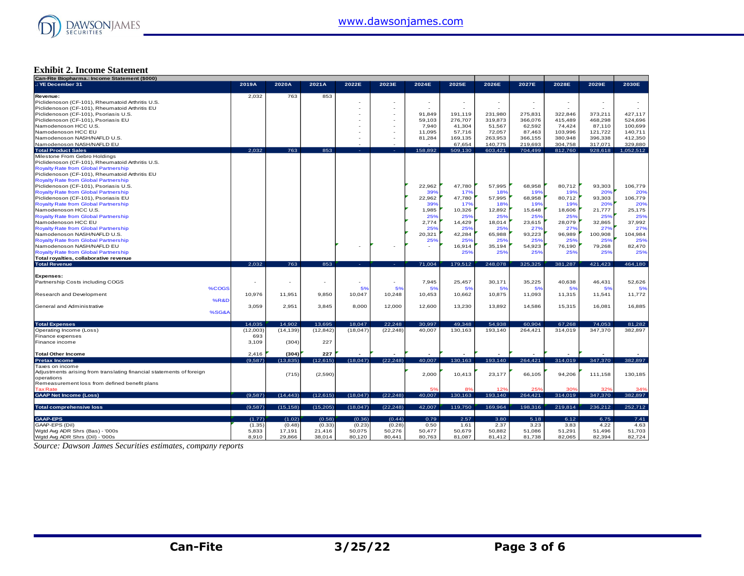**Exhibit 2. Income Statement**

| Can-Fite Biopharma.: Income Statement ($000) | | | | | | | | | | | | |
|---|---|---|---|---|---|---|---|---|---|---|---|---|
| .: YE December 31 | 2019A | 2020A | 2021A | 2022E | 2023E | 2024E | 2025E | 2026E | 2027E | 2028E | 2029E | 2030E |
| **Revenue:** | 2,032 | 763 | 853 | | | | | | | | | |
| Piclidenoson (CF-101), Rheumatoid Arthritis U.S. | | | | - | - | - | - | - | - | - | - | - |
| Piclidenoson (CF-101), Rheumatoid Arthritis EU | | | | - | - | - | - | - | - | - | - | - |
| Piclidenoson (CF-101), Psoriasis U.S. | | | | - | - | 91,849 | 191,119 | 231,980 | 275,831 | 322,846 | 373,211 | 427,117 |
| Piclidenoson (CF-101), Psoriasis EU | | | | - | - | 59,103 | 276,707 | 319,873 | 366,076 | 415,489 | 468,298 | 524,696 |
| Namodenoson HCC U.S. | | | | - | - | 7,940 | 41,304 | 51,567 | 62,592 | 74,424 | 87,110 | 100,699 |
| Namodenoson HCC EU | | | | - | - | 11,095 | 57,716 | 72,057 | 87,463 | 103,996 | 121,722 | 140,711 |
| Namodenoson NASH/NAFLD U.S. | | | | - | - | 81,284 | 169,135 | 263,953 | 366,155 | 380,948 | 396,338 | 412,350 |
| Namodenoson NASH/NAFLD EU | | | | - | - | - | 67,654 | 140,775 | 219,693 | 304,758 | 317,071 | 329,880 |
| **Total Product Sales** | 2,032 | 763 | 853 | - | - | 158,892 | 509,130 | 603,421 | 704,499 | 812,760 | 928,618 | 1,052,512 |
| Milestone From Gebro Holdings | | | | | | | | | | | | |
| Piclidenoson (CF-101), Rheumatoid Arthritis U.S. | | | | | | | | | | | | |
| Royalty Rate from Global Partnership | | | | | | | | | | | | |
| Piclidenoson (CF-101), Rheumatoid Arthritis EU | | | | | | | | | | | | |
| Royalty Rate from Global Partnership | | | | | | | | | | | | |
| Piclidenoson (CF-101), Psoriasis U.S. | | | | | | 22,962 | 47,780 | 57,995 | 68,958 | 80,712 | 93,303 | 106,779 |
| Royalty Rate from Global Partnership | | | | | | 39% | 17% | 18% | 19% | 19% | 20% | 20% |
| Piclidenoson (CF-101), Psoriasis EU | | | | | | 22,962 | 47,780 | 57,995 | 68,958 | 80,712 | 93,303 | 106,779 |
| Royalty Rate from Global Partnership | | | | | | 39% | 17% | 18% | 19% | 19% | 20% | 20% |
| Namodenoson HCC U.S. | | | | | | 1,985 | 10,326 | 12,892 | 15,648 | 18,606 | 21,777 | 25,175 |
| Royalty Rate from Global Partnership | | | | | | 25% | 25% | 25% | 25% | 25% | 25% | 25% |
| Namodenoson HCC EU | | | | | | 2,774 | 14,429 | 18,014 | 23,615 | 28,079 | 32,865 | 37,992 |
| Royalty Rate from Global Partnership | | | | | | 25% | 25% | 25% | 27% | 27% | 27% | 27% |
| Namodenoson NASH/NAFLD U.S. | | | | | | 20,321 | 42,284 | 65,988 | 93,223 | 96,989 | 100,908 | 104,984 |
| Royalty Rate from Global Partnership | | | | | | 25% | 25% | 25% | 25% | 25% | 25% | 25% |
| Namodenoson NASH/NAFLD EU | | | | - | - | - | 16,914 | 35,194 | 54,923 | 76,190 | 79,268 | 82,470 |
| Royalty Rate from Global Partnership | | | | | | | 25% | 25% | 25% | 25% | 25% | 25% |
| **Total royalties, collaborative revenue** | | | | | | | | | | | | |
| **Total Revenue** | 2,032 | 763 | 853 | - | - | 71,004 | 179,512 | 248,078 | 325,325 | 381,287 | 421,423 | 464,180 |
| | | | | | | | | | | | | |
| **Expenses:** | | | | | | | | | | | | |
| Partnership Costs including COGS | - | - | - | - | - | 7,945 | 25,457 | 30,171 | 35,225 | 40,638 | 46,431 | 52,626 |
| %COGS | | | | 5% | 5% | 5% | 5% | 5% | 5% | 5% | 5% | 5% |
| Research and Development | 10,976 | 11,951 | 9,850 | 10,047 | 10,248 | 10,453 | 10,662 | 10,875 | 11,093 | 11,315 | 11,541 | 11,772 |
| %R&D | | | | | | | | | | | | |
| General and Administrative | 3,059 | 2,951 | 3,845 | 8,000 | 12,000 | 12,600 | 13,230 | 13,892 | 14,586 | 15,315 | 16,081 | 16,885 |
| %SG&A | | | | | | | | | | | | |
| | | | | | | | | | | | | |
| **Total Expenses** | 14,035 | 14,902 | 13,695 | 18,047 | 22,248 | 30,997 | 49,348 | 54,938 | 60,904 | 67,268 | 74,053 | 81,282 |
| Operating Income (Loss) | (12,003) | (14,139) | (12,842) | (18,047) | (22,248) | 40,007 | 130,163 | 193,140 | 264,421 | 314,019 | 347,370 | 382,897 |
| Finance expenses | 693 | | | | | | | | | | | |
| Finance income | 3,109 | (304) | 227 | | | | | | | | | |
| | | | | | | | | | | | | |
| **Total Other Income** | 2,416 | (304) | 227 | - | - | - | - | - | - | - | - | - |
| **Pretax Income** | (9,587) | (13,835) | (12,615) | (18,047) | (22,248) | 40,007 | 130,163 | 193,140 | 264,421 | 314,019 | 347,370 | 382,897 |
| Taxes on income | | | | | | | | | | | | |
| Adjustments arising from translating financial statements of foreign operations | | (715) | (2,590) | | | 2,000 | 10,413 | 23,177 | 66,105 | 94,206 | 111,158 | 130,185 |
| Remeasurement loss from defined benefit plans | | | | | | | | | | | | |
| Tax Rate | | | | | | 5% | 8% | 12% | 25% | 30% | 32% | 34% |
| **GAAP Net Income (Loss)** | (9,587) | (14,443) | (12,615) | (18,047) | (22,248) | 40,007 | 130,163 | 193,140 | 264,421 | 314,019 | 347,370 | 382,897 |
| | | | | | | | | | | | | |
| **Total comprehensive loss** | (9,587) | (15,158) | (15,205) | (18,047) | (22,248) | 42,007 | 119,750 | 169,964 | 198,316 | 219,814 | 236,212 | 252,712 |
| | | | | | | | | | | | | |
| **GAAP-EPS** | (1.77) | (1.02) | (0.58) | (0.36) | (0.44) | 0.79 | 2.57 | 3.80 | 5.18 | 6.12 | 6.75 | 7.41 |
| GAAP-EPS (Dil) | (1.35) | (0.48) | (0.33) | (0.23) | (0.28) | 0.50 | 1.61 | 2.37 | 3.23 | 3.83 | 4.22 | 4.63 |
| Wgtd Avg ADR Shrs (Bas) - '000s | 5,833 | 17,191 | 21,416 | 50,075 | 50,276 | 50,477 | 50,679 | 50,882 | 51,086 | 51,291 | 51,496 | 51,703 |
| Wgtd Avg ADR Shrs (Dil) - '000s | 8,910 | 29,866 | 38,014 | 80,120 | 80,441 | 80,763 | 81,087 | 81,412 | 81,738 | 82,065 | 82,394 | 82,724 |

*Source: Dawson James Securities estimates, company reports*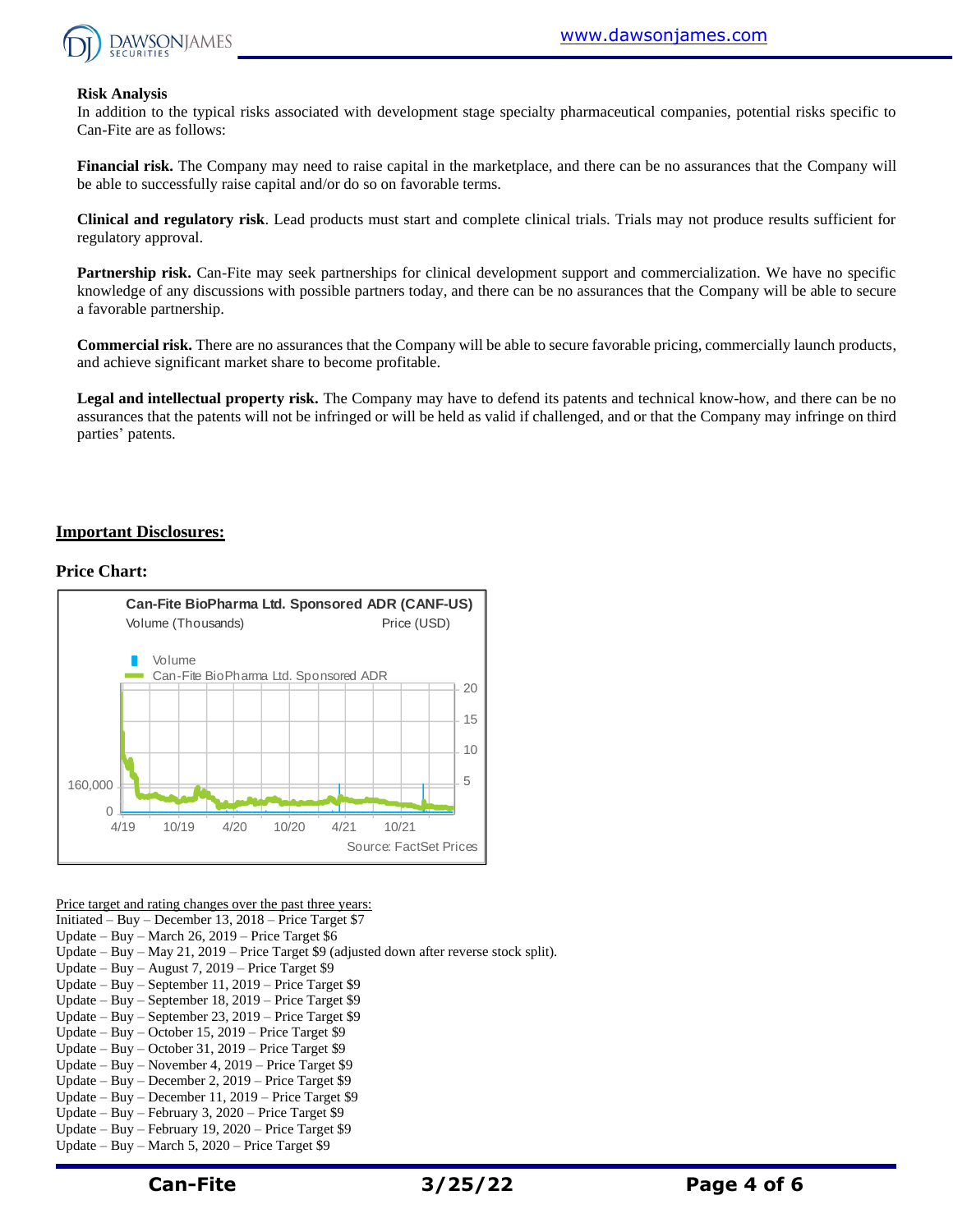**Risk Analysis**

In addition to the typical risks associated with development stage specialty pharmaceutical companies, potential risks specific to Can-Fite are as follows:

**Financial risk.** The Company may need to raise capital in the marketplace, and there can be no assurances that the Company will be able to successfully raise capital and/or do so on favorable terms.

**Clinical and regulatory risk**. Lead products must start and complete clinical trials. Trials may not produce results sufficient for regulatory approval.

**Partnership risk.** Can-Fite may seek partnerships for clinical development support and commercialization. We have no specific knowledge of any discussions with possible partners today, and there can be no assurances that the Company will be able to secure a favorable partnership.

**Commercial risk.** There are no assurances that the Company will be able to secure favorable pricing, commercially launch products, and achieve significant market share to become profitable.

**Legal and intellectual property risk.** The Company may have to defend its patents and technical know-how, and there can be no assurances that the patents will not be infringed or will be held as valid if challenged, and or that the Company may infringe on third parties' patents.

## Important Disclosures:

**Price Chart:**

Can-Fite BioPharma Ltd. Sponsored ADR (CANF-US)

Volume (Thousands) Price (USD)

Volume

Can-Fite BioPharma Ltd. Sponsored ADR

Source: FactSet Prices

Price target and rating changes over the past three years:

Initiated – Buy – December 13, 2018 – Price Target $7
Update – Buy – March 26, 2019 – Price Target $6
Update – Buy – May 21, 2019 – Price Target $9 (adjusted down after reverse stock split).
Update – Buy – August 7, 2019 – Price Target $9
Update – Buy – September 11, 2019 – Price Target $9
Update – Buy – September 18, 2019 – Price Target $9
Update – Buy – September 23, 2019 – Price Target $9
Update – Buy – October 15, 2019 – Price Target $9
Update – Buy – October 31, 2019 – Price Target $9
Update – Buy – November 4, 2019 – Price Target $9
Update – Buy – December 2, 2019 – Price Target $9
Update – Buy – December 11, 2019 – Price Target $9
Update – Buy – February 3, 2020 – Price Target $9
Update – Buy – February 19, 2020 – Price Target $9
Update – Buy – March 5, 2020 – Price Target $9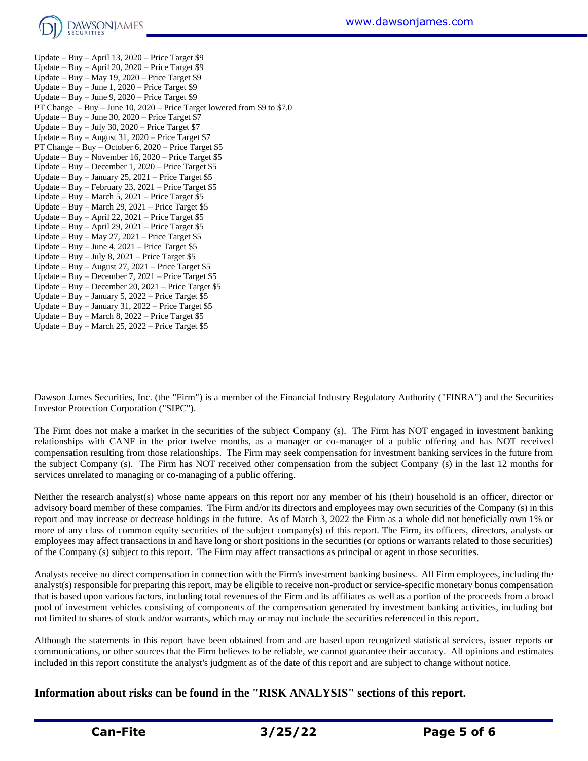Update – Buy – April 13, 2020 – Price Target $9
Update – Buy – April 20, 2020 – Price Target $9
Update – Buy – May 19, 2020 – Price Target $9
Update – Buy – June 1, 2020 – Price Target $9
Update – Buy – June 9, 2020 – Price Target $9
PT Change – Buy – June 10, 2020 – Price Target lowered from $9 to $7.0
Update – Buy – June 30, 2020 – Price Target $7
Update – Buy – July 30, 2020 – Price Target $7
Update – Buy – August 31, 2020 – Price Target $7
PT Change – Buy – October 6, 2020 – Price Target $5
Update – Buy – November 16, 2020 – Price Target $5
Update – Buy – December 1, 2020 – Price Target $5
Update – Buy – January 25, 2021 – Price Target $5
Update – Buy – February 23, 2021 – Price Target $5
Update – Buy – March 5, 2021 – Price Target $5
Update – Buy – March 29, 2021 – Price Target $5
Update – Buy – April 22, 2021 – Price Target $5
Update – Buy – April 29, 2021 – Price Target $5
Update – Buy – May 27, 2021 – Price Target $5
Update – Buy – June 4, 2021 – Price Target $5
Update – Buy – July 8, 2021 – Price Target $5
Update – Buy – August 27, 2021 – Price Target $5
Update – Buy – December 7, 2021 – Price Target $5
Update – Buy – December 20, 2021 – Price Target $5
Update – Buy – January 5, 2022 – Price Target $5
Update – Buy – January 31, 2022 – Price Target $5
Update – Buy – March 8, 2022 – Price Target $5
Update – Buy – March 25, 2022 – Price Target $5

Dawson James Securities, Inc. (the "Firm") is a member of the Financial Industry Regulatory Authority ("FINRA") and the Securities Investor Protection Corporation ("SIPC").

The Firm does not make a market in the securities of the subject Company (s). The Firm has NOT engaged in investment banking relationships with CANF in the prior twelve months, as a manager or co-manager of a public offering and has NOT received compensation resulting from those relationships. The Firm may seek compensation for investment banking services in the future from the subject Company (s). The Firm has NOT received other compensation from the subject Company (s) in the last 12 months for services unrelated to managing or co-managing of a public offering.

Neither the research analyst(s) whose name appears on this report nor any member of his (their) household is an officer, director or advisory board member of these companies. The Firm and/or its directors and employees may own securities of the Company (s) in this report and may increase or decrease holdings in the future. As of March 3, 2022 the Firm as a whole did not beneficially own 1% or more of any class of common equity securities of the subject company(s) of this report. The Firm, its officers, directors, analysts or employees may affect transactions in and have long or short positions in the securities (or options or warrants related to those securities) of the Company (s) subject to this report. The Firm may affect transactions as principal or agent in those securities.

Analysts receive no direct compensation in connection with the Firm's investment banking business. All Firm employees, including the analyst(s) responsible for preparing this report, may be eligible to receive non-product or service-specific monetary bonus compensation that is based upon various factors, including total revenues of the Firm and its affiliates as well as a portion of the proceeds from a broad pool of investment vehicles consisting of components of the compensation generated by investment banking activities, including but not limited to shares of stock and/or warrants, which may or may not include the securities referenced in this report.

Although the statements in this report have been obtained from and are based upon recognized statistical services, issuer reports or communications, or other sources that the Firm believes to be reliable, we cannot guarantee their accuracy. All opinions and estimates included in this report constitute the analyst's judgment as of the date of this report and are subject to change without notice.

**Information about risks can be found in the "RISK ANALYSIS" sections of this report.**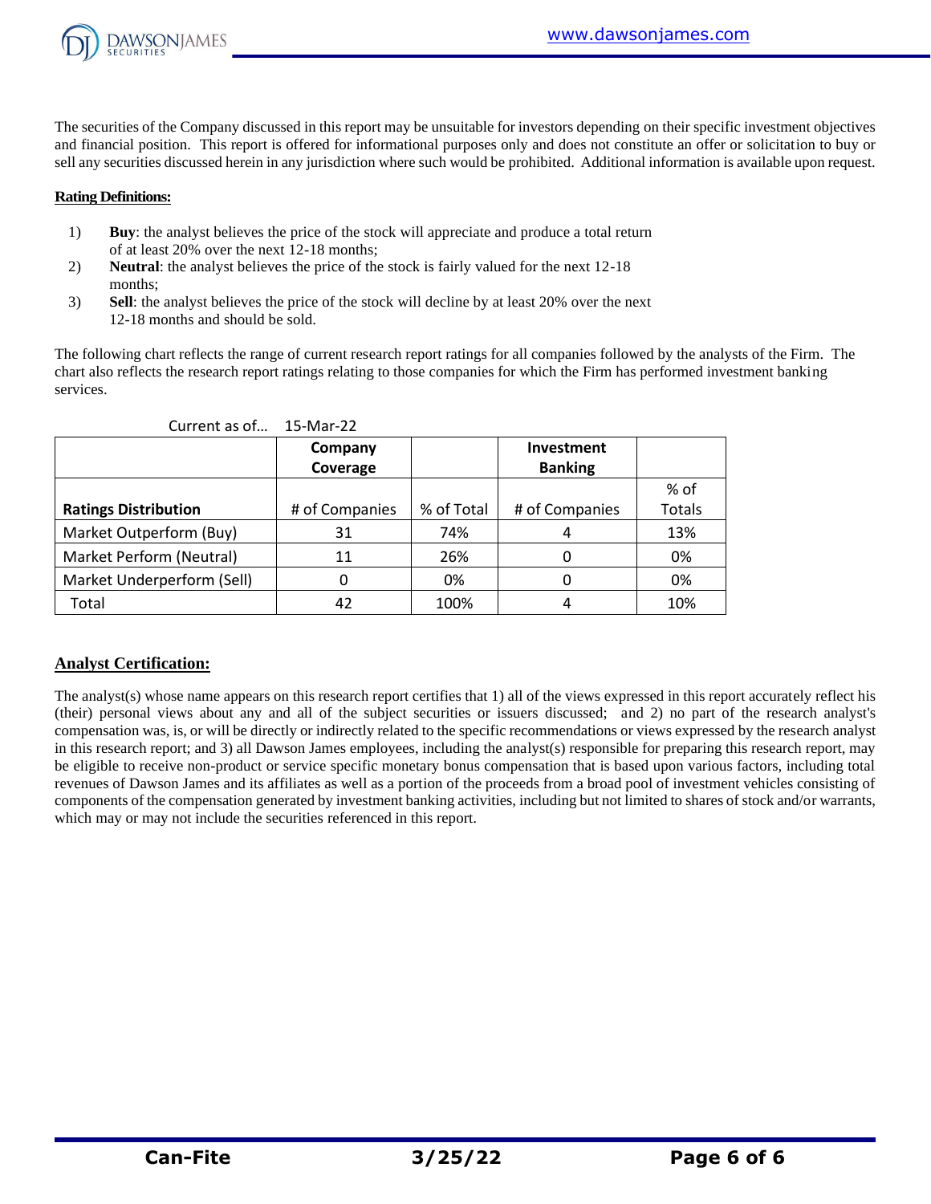The securities of the Company discussed in this report may be unsuitable for investors depending on their specific investment objectives and financial position. This report is offered for informational purposes only and does not constitute an offer or solicitation to buy or sell any securities discussed herein in any jurisdiction where such would be prohibited. Additional information is available upon request.

**Rating Definitions:**

1) **Buy**: the analyst believes the price of the stock will appreciate and produce a total return of at least 20% over the next 12-18 months;
2) **Neutral**: the analyst believes the price of the stock is fairly valued for the next 12-18 months;
3) **Sell**: the analyst believes the price of the stock will decline by at least 20% over the next 12-18 months and should be sold.

The following chart reflects the range of current research report ratings for all companies followed by the analysts of the Firm. The chart also reflects the research report ratings relating to those companies for which the Firm has performed investment banking services.

Current as of... 15-Mar-22

| | Company Coverage | | Investment Banking | |
|---|---|---|---|---|
| **Ratings Distribution** | # of Companies | % of Total | # of Companies | % of Totals |
| Market Outperform (Buy) | 31 | 74% | 4 | 13% |
| Market Perform (Neutral) | 11 | 26% | 0 | 0% |
| Market Underperform (Sell) | 0 | 0% | 0 | 0% |
| Total | 42 | 100% | 4 | 10% |

## Analyst Certification:

The analyst(s) whose name appears on this research report certifies that 1) all of the views expressed in this report accurately reflect his (their) personal views about any and all of the subject securities or issuers discussed; and 2) no part of the research analyst's compensation was, is, or will be directly or indirectly related to the specific recommendations or views expressed by the research analyst in this research report; and 3) all Dawson James employees, including the analyst(s) responsible for preparing this research report, may be eligible to receive non-product or service specific monetary bonus compensation that is based upon various factors, including total revenues of Dawson James and its affiliates as well as a portion of the proceeds from a broad pool of investment vehicles consisting of components of the compensation generated by investment banking activities, including but not limited to shares of stock and/or warrants, which may or may not include the securities referenced in this report.